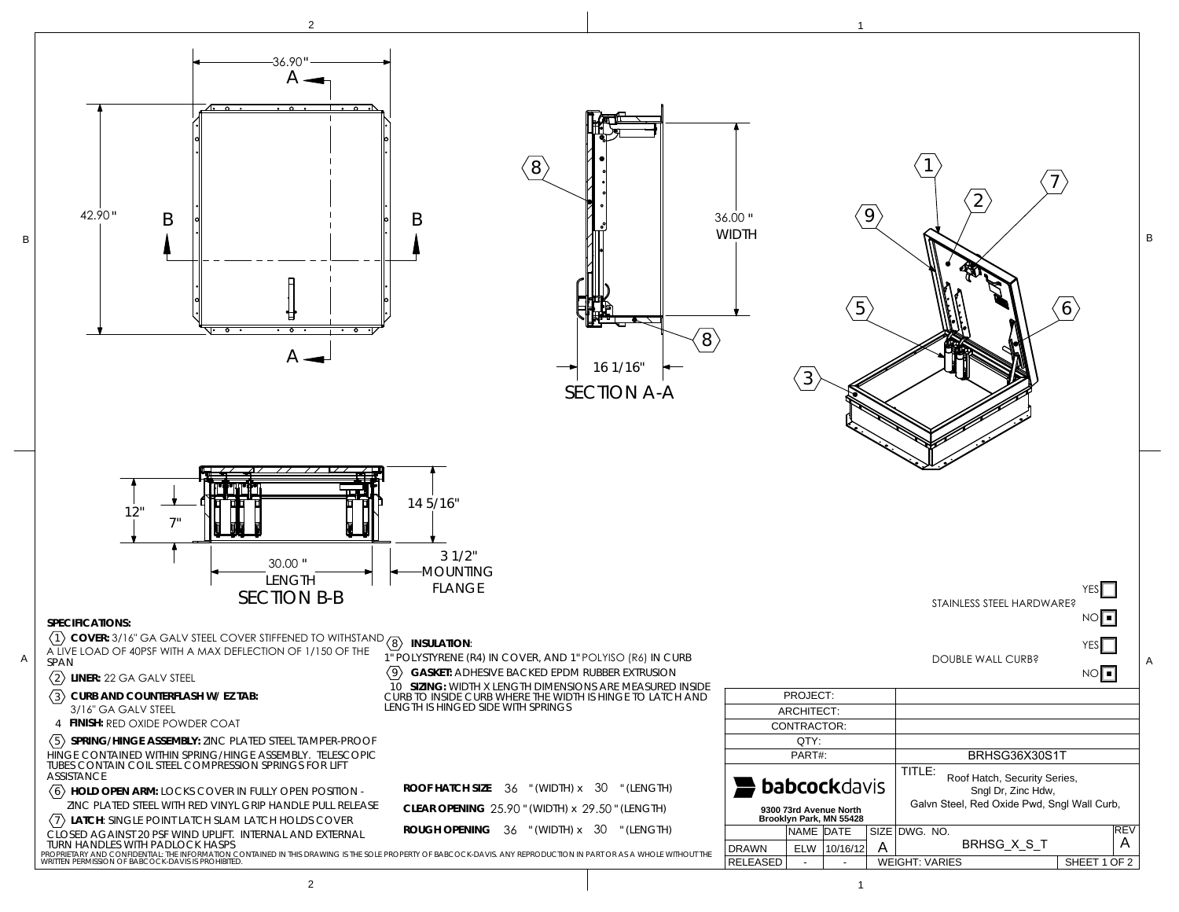36.90"

42.90"

A — A

B — B

36.00" WIDTH

16 1/16"

SECTION A-A

12"

7"

14 5/16"

30.00" LENGTH

3 1/2" MOUNTING FLANGE

SECTION B-B

**SPECIFICATIONS:**

1. **COVER:** 3/16" GA GALV STEEL COVER STIFFENED TO WITHSTAND A LIVE LOAD OF 40PSF WITH A MAX DEFLECTION OF 1/150 OF THE SPAN
2. **LINER:** 22 GA GALV STEEL
3. **CURB AND COUNTERFLASH W/ EZ TAB:** 3/16" GA GALV STEEL
4. **FINISH:** RED OXIDE POWDER COAT
5. **SPRING/HINGE ASSEMBLY:** ZINC PLATED STEEL TAMPER-PROOF HINGE CONTAINED WITHIN SPRING/HINGE ASSEMBLY. TELESCOPIC TUBES CONTAIN COIL STEEL COMPRESSION SPRINGS FOR LIFT ASSISTANCE
6. **HOLD OPEN ARM:** LOCKS COVER IN FULLY OPEN POSITION - ZINC PLATED STEEL WITH RED VINYL GRIP HANDLE PULL RELEASE
7. **LATCH:** SINGLE POINT LATCH SLAM LATCH HOLDS COVER CLOSED AGAINST 20 PSF WIND UPLIFT. INTERNAL AND EXTERNAL TURN HANDLES WITH PADLOCK HASPS
8. **INSULATION:** 1" POLYSTYRENE (R4) IN COVER, AND 1" POLYISO (R6) IN CURB
9. **GASKET:** ADHESIVE BACKED EPDM RUBBER EXTRUSION
10. **SIZING:** WIDTH X LENGTH DIMENSIONS ARE MEASURED INSIDE CURB TO INSIDE CURB WHERE THE WIDTH IS HINGE TO LATCH AND LENGTH IS HINGED SIDE WITH SPRINGS

**ROOF HATCH SIZE** 36 " (WIDTH) x 30 " (LENGTH)

**CLEAR OPENING** 25.90 " (WIDTH) x 29.50 " (LENGTH)

**ROUGH OPENING** 36 " (WIDTH) x 30 " (LENGTH)

PROPRIETARY AND CONFIDENTIAL: THE INFORMATION CONTAINED IN THIS DRAWING IS THE SOLE PROPERTY OF BABCOCK-DAVIS. ANY REPRODUCTION IN PART OR AS A WHOLE WITHOUT THE WRITTEN PERMISSION OF BABCOCK-DAVIS IS PROHIBITED.

STAINLESS STEEL HARDWARE? YES ☐ NO ■

DOUBLE WALL CURB? YES ☐ NO ■

| | |
|---|---|
| PROJECT: | |
| ARCHITECT: | |
| CONTRACTOR: | |
| QTY: | |
| PART#: | BRHSG36X30S1T |

babcockdavis
9300 73rd Avenue North
Brooklyn Park, MN 55428

TITLE: Roof Hatch, Security Series, Sngl Dr, Zinc Hdw, Galvn Steel, Red Oxide Pwd, Sngl Wall Curb,

| | NAME | DATE | SIZE | DWG. NO. | REV |
|---|---|---|---|---|---|
| DRAWN | ELW | 10/16/12 | A | BRHSG_X_S_T | A |
| RELEASED | - | - | WEIGHT: VARIES | | SHEET 1 OF 2 |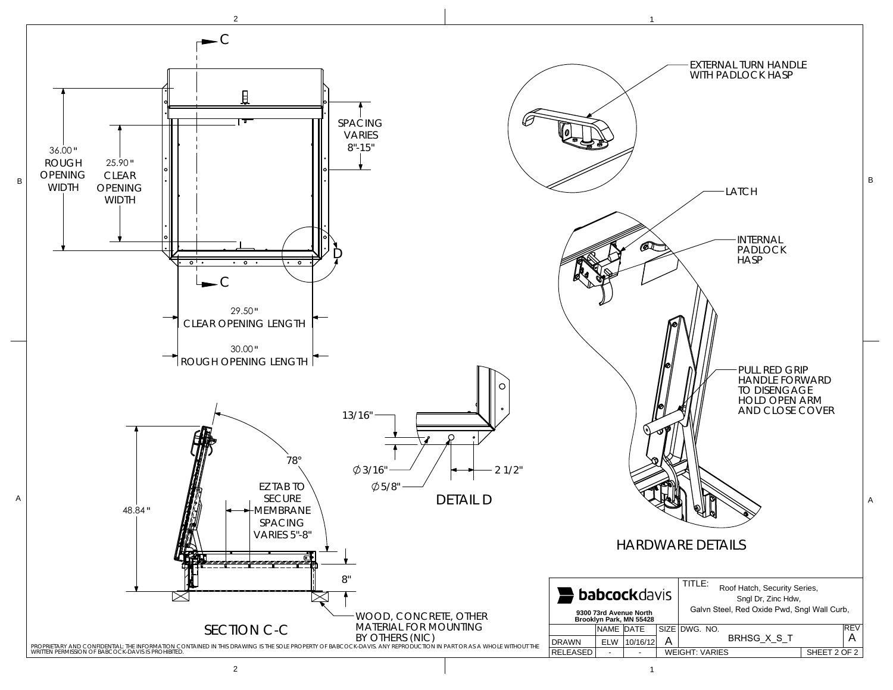36.00"
ROUGH
OPENING
WIDTH

25.90"
CLEAR
OPENING
WIDTH

SPACING
VARIES
8"-15"

C

C

D

29.50"
CLEAR OPENING LENGTH

30.00"
ROUGH OPENING LENGTH

EXTERNAL TURN HANDLE
WITH PADLOCK HASP

LATCH

INTERNAL
PADLOCK
HASP

PULL RED GRIP
HANDLE FORWARD
TO DISENGAGE
HOLD OPEN ARM
AND CLOSE COVER

HARDWARE DETAILS

13/16"

∅3/16"

∅5/8"

2 1/2"

DETAIL D

48.84"

78°

EZ TAB TO
SECURE
MEMBRANE
SPACING
VARIES 5"-8"

8"

WOOD, CONCRETE, OTHER
MATERIAL FOR MOUNTING
BY OTHERS (NIC)

SECTION C-C

PROPRIETARY AND CONFIDENTIAL: THE INFORMATION CONTAINED IN THIS DRAWING IS THE SOLE PROPERTY OF BABCOCK-DAVIS. ANY REPRODUCTION IN PART OR AS A WHOLE WITHOUT THE WRITTEN PERMISSION OF BABCOCK-DAVIS IS PROHIBITED.

| | | | | | | |
|---|---|---|---|---|---|---|
| **babcockdavis** 9300 73rd Avenue North Brooklyn Park, MN 55428 | | | | TITLE: Roof Hatch, Security Series, Sngl Dr, Zinc Hdw, Galvn Steel, Red Oxide Pwd, Sngl Wall Curb, | | |
| | NAME | DATE | SIZE | DWG. NO. | | REV |
| DRAWN | ELW | 10/16/12 | A | BRHSG_X_S_T | | A |
| RELEASED | - | - | | WEIGHT: VARIES | SHEET 2 OF 2 | |